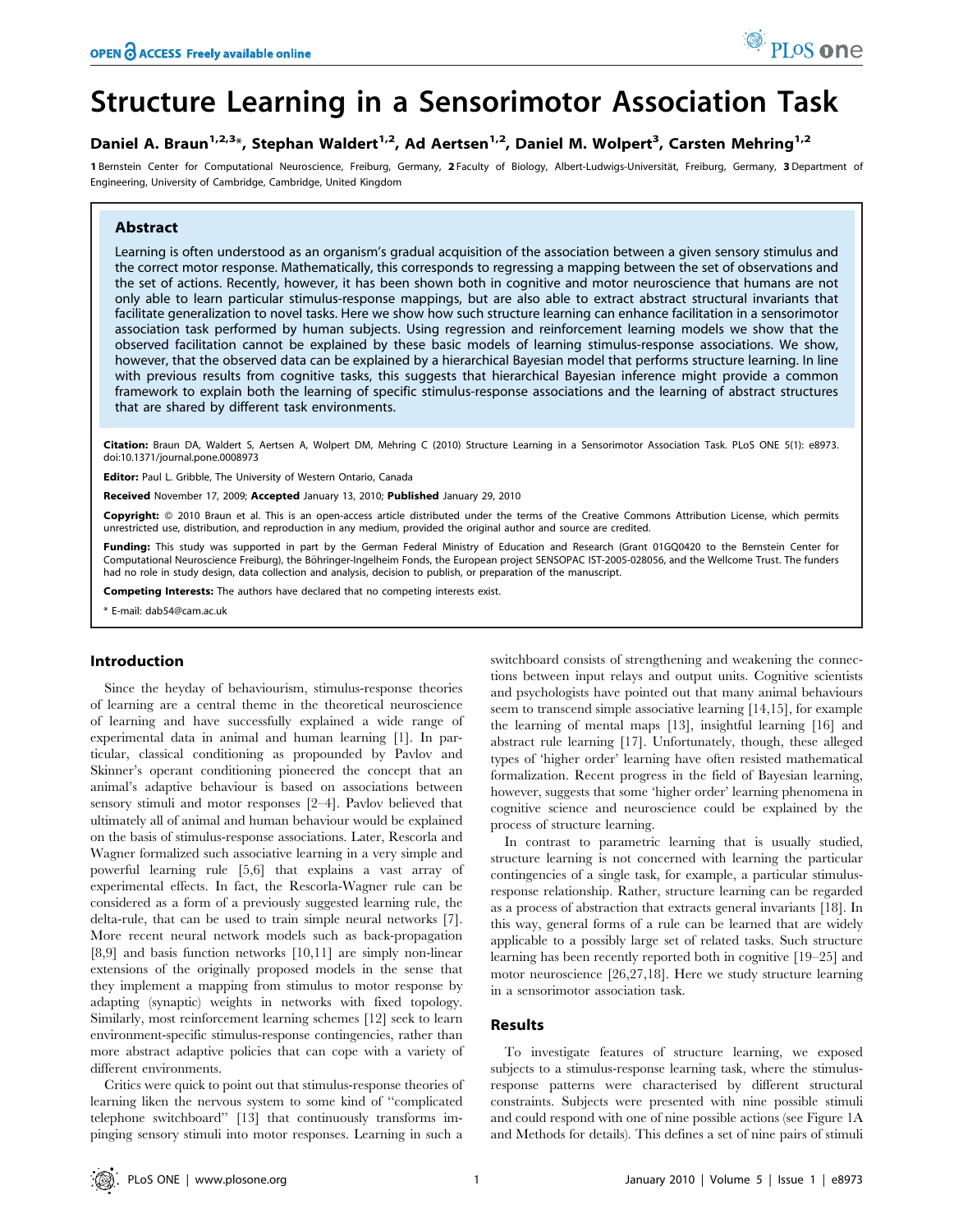# Structure Learning in a Sensorimotor Association Task

**Daniel A. Braun[1,2,3]*, Stephan Waldert[1,2], Ad Aertsen[1,2], Daniel M. Wolpert[3], Carsten Mehring[1,2]**

**1** Bernstein Center for Computational Neuroscience, Freiburg, Germany, **2** Faculty of Biology, Albert-Ludwigs-Universität, Freiburg, Germany, **3** Department of Engineering, University of Cambridge, Cambridge, United Kingdom

## Abstract

Learning is often understood as an organism's gradual acquisition of the association between a given sensory stimulus and the correct motor response. Mathematically, this corresponds to regressing a mapping between the set of observations and the set of actions. Recently, however, it has been shown both in cognitive and motor neuroscience that humans are not only able to learn particular stimulus-response mappings, but are also able to extract abstract structural invariants that facilitate generalization to novel tasks. Here we show how such structure learning can enhance facilitation in a sensorimotor association task performed by human subjects. Using regression and reinforcement learning models we show that the observed facilitation cannot be explained by these basic models of learning stimulus-response associations. We show, however, that the observed data can be explained by a hierarchical Bayesian model that performs structure learning. In line with previous results from cognitive tasks, this suggests that hierarchical Bayesian inference might provide a common framework to explain both the learning of specific stimulus-response associations and the learning of abstract structures that are shared by different task environments.

**Citation:** Braun DA, Waldert S, Aertsen A, Wolpert DM, Mehring C (2010) Structure Learning in a Sensorimotor Association Task. PLoS ONE 5(1): e8973. doi:10.1371/journal.pone.0008973

**Editor:** Paul L. Gribble, The University of Western Ontario, Canada

**Received** November 17, 2009; **Accepted** January 13, 2010; **Published** January 29, 2010

**Copyright:** © 2010 Braun et al. This is an open-access article distributed under the terms of the Creative Commons Attribution License, which permits unrestricted use, distribution, and reproduction in any medium, provided the original author and source are credited.

**Funding:** This study was supported in part by the German Federal Ministry of Education and Research (Grant 01GQ0420 to the Bernstein Center for Computational Neuroscience Freiburg), the Böhringer-Ingelheim Fonds, the European project SENSOPAC IST-2005-028056, and the Wellcome Trust. The funders had no role in study design, data collection and analysis, decision to publish, or preparation of the manuscript.

**Competing Interests:** The authors have declared that no competing interests exist.

\* E-mail: dab54@cam.ac.uk

## Introduction

Since the heyday of behaviourism, stimulus-response theories of learning are a central theme in the theoretical neuroscience of learning and have successfully explained a wide range of experimental data in animal and human learning [1]. In particular, classical conditioning as propounded by Pavlov and Skinner's operant conditioning pioneered the concept that an animal's adaptive behaviour is based on associations between sensory stimuli and motor responses [2–4]. Pavlov believed that ultimately all of animal and human behaviour would be explained on the basis of stimulus-response associations. Later, Rescorla and Wagner formalized such associative learning in a very simple and powerful learning rule [5,6] that explains a vast array of experimental effects. In fact, the Rescorla-Wagner rule can be considered as a form of a previously suggested learning rule, the delta-rule, that can be used to train simple neural networks [7]. More recent neural network models such as back-propagation [8,9] and basis function networks [10,11] are simply non-linear extensions of the originally proposed models in the sense that they implement a mapping from stimulus to motor response by adapting (synaptic) weights in networks with fixed topology. Similarly, most reinforcement learning schemes [12] seek to learn environment-specific stimulus-response contingencies, rather than more abstract adaptive policies that can cope with a variety of different environments.

Critics were quick to point out that stimulus-response theories of learning liken the nervous system to some kind of "complicated telephone switchboard" [13] that continuously transforms impinging sensory stimuli into motor responses. Learning in such a switchboard consists of strengthening and weakening the connections between input relays and output units. Cognitive scientists and psychologists have pointed out that many animal behaviours seem to transcend simple associative learning [14,15], for example the learning of mental maps [13], insightful learning [16] and abstract rule learning [17]. Unfortunately, though, these alleged types of 'higher order' learning have often resisted mathematical formalization. Recent progress in the field of Bayesian learning, however, suggests that some 'higher order' learning phenomena in cognitive science and neuroscience could be explained by the process of structure learning.

In contrast to parametric learning that is usually studied, structure learning is not concerned with learning the particular contingencies of a single task, for example, a particular stimulus-response relationship. Rather, structure learning can be regarded as a process of abstraction that extracts general invariants [18]. In this way, general forms of a rule can be learned that are widely applicable to a possibly large set of related tasks. Such structure learning has been recently reported both in cognitive [19–25] and motor neuroscience [26,27,18]. Here we study structure learning in a sensorimotor association task.

## Results

To investigate features of structure learning, we exposed subjects to a stimulus-response learning task, where the stimulus-response patterns were characterised by different structural constraints. Subjects were presented with nine possible stimuli and could respond with one of nine possible actions (see Figure 1A and Methods for details). This defines a set of nine pairs of stimuli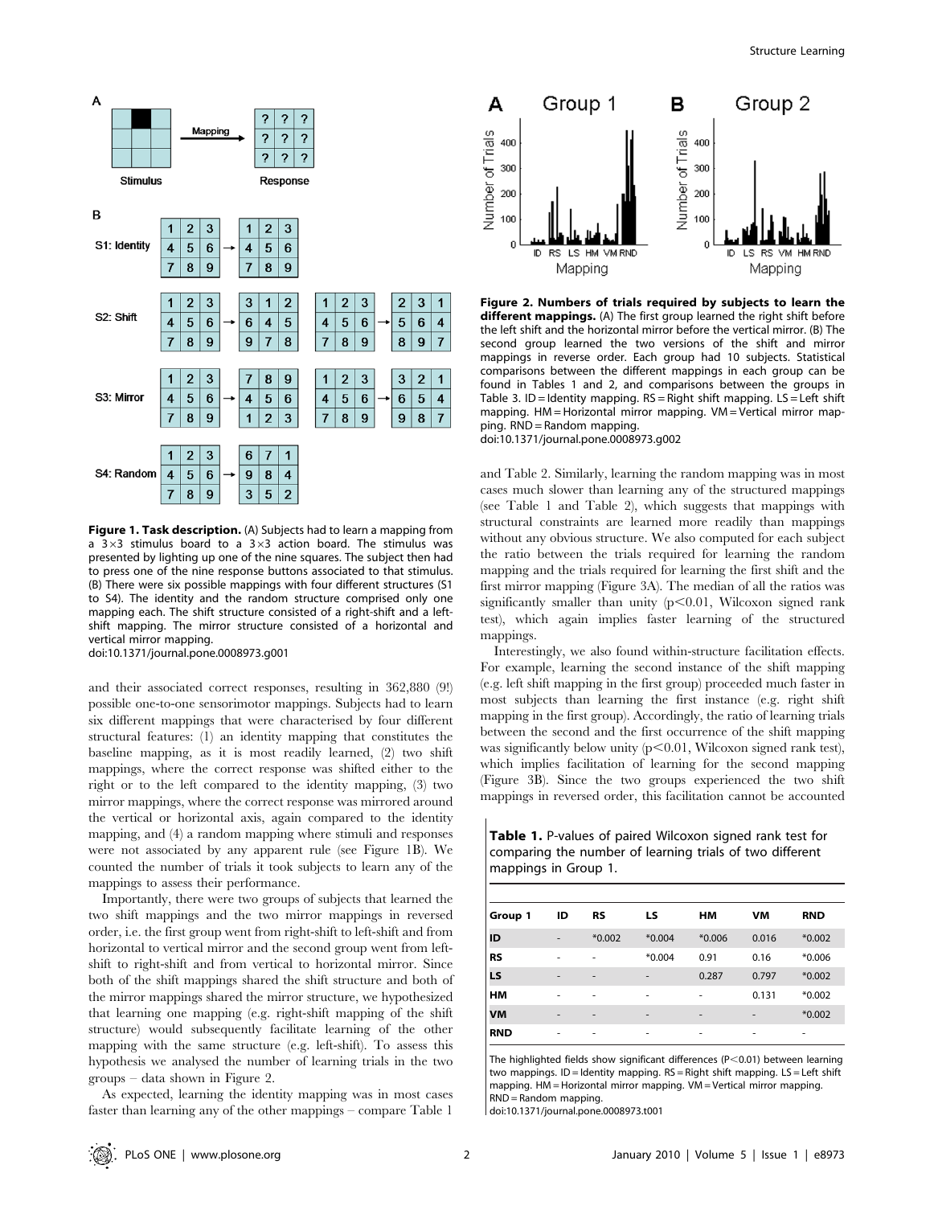**Figure 1. Task description.** (A) Subjects had to learn a mapping from a 3×3 stimulus board to a 3×3 action board. The stimulus was presented by lighting up one of the nine squares. The subject then had to press one of the nine response buttons associated to that stimulus. (B) There were six possible mappings with four different structures (S1 to S4). The identity and the random structure comprised only one mapping each. The shift structure consisted of a right-shift and a left-shift mapping. The mirror structure consisted of a horizontal and vertical mirror mapping.
doi:10.1371/journal.pone.0008973.g001

and their associated correct responses, resulting in 362,880 (9!) possible one-to-one sensorimotor mappings. Subjects had to learn six different mappings that were characterised by four different structural features: (1) an identity mapping that constitutes the baseline mapping, as it is most readily learned, (2) two shift mappings, where the correct response was shifted either to the right or to the left compared to the identity mapping, (3) two mirror mappings, where the correct response was mirrored around the vertical or horizontal axis, again compared to the identity mapping, and (4) a random mapping where stimuli and responses were not associated by any apparent rule (see Figure 1B). We counted the number of trials it took subjects to learn any of the mappings to assess their performance.

Importantly, there were two groups of subjects that learned the two shift mappings and the two mirror mappings in reversed order, i.e. the first group went from right-shift to left-shift and from horizontal to vertical mirror and the second group went from left-shift to right-shift and from vertical to horizontal mirror. Since both of the shift mappings shared the shift structure and both of the mirror mappings shared the mirror structure, we hypothesized that learning one mapping (e.g. right-shift mapping of the shift structure) would subsequently facilitate learning of the other mapping with the same structure (e.g. left-shift). To assess this hypothesis we analysed the number of learning trials in the two groups – data shown in Figure 2.

As expected, learning the identity mapping was in most cases faster than learning any of the other mappings – compare Table 1 and Table 2. Similarly, learning the random mapping was in most cases much slower than learning any of the structured mappings (see Table 1 and Table 2), which suggests that mappings with structural constraints are learned more readily than mappings without any obvious structure. We also computed for each subject the ratio between the trials required for learning the random mapping and the trials required for learning the first shift and the first mirror mapping (Figure 3A). The median of all the ratios was significantly smaller than unity ($p<0.01$, Wilcoxon signed rank test), which again implies faster learning of the structured mappings.

**Figure 2. Numbers of trials required by subjects to learn the different mappings.** (A) The first group learned the right shift before the left shift and the horizontal mirror before the vertical mirror. (B) The second group learned the two versions of the shift and mirror mappings in reverse order. Each group had 10 subjects. Statistical comparisons between the different mappings in each group can be found in Tables 1 and 2, and comparisons between the groups in Table 3. ID = Identity mapping. RS = Right shift mapping. LS = Left shift mapping. HM = Horizontal mirror mapping. VM = Vertical mirror mapping. RND = Random mapping.
doi:10.1371/journal.pone.0008973.g002

Interestingly, we also found within-structure facilitation effects. For example, learning the second instance of the shift mapping (e.g. left shift mapping in the first group) proceeded much faster in most subjects than learning the first instance (e.g. right shift mapping in the first group). Accordingly, the ratio of learning trials between the second and the first occurrence of the shift mapping was significantly below unity ($p<0.01$, Wilcoxon signed rank test), which implies facilitation of learning for the second mapping (Figure 3B). Since the two groups experienced the two shift mappings in reversed order, this facilitation cannot be accounted

**Table 1.** P-values of paired Wilcoxon signed rank test for comparing the number of learning trials of two different mappings in Group 1.

| Group 1 | ID | RS | LS | HM | VM | RND |
|---|---|---|---|---|---|---|
| **ID** | - | *0.002 | *0.004 | *0.006 | 0.016 | *0.002 |
| **RS** | - | - | *0.004 | 0.91 | 0.16 | *0.006 |
| **LS** | - | - | - | 0.287 | 0.797 | *0.002 |
| **HM** | - | - | - | - | 0.131 | *0.002 |
| **VM** | - | - | - | - | - | *0.002 |
| **RND** | - | - | - | - | - | - |

The highlighted fields show significant differences ($P<0.01$) between learning two mappings. ID = Identity mapping. RS = Right shift mapping. LS = Left shift mapping. HM = Horizontal mirror mapping. VM = Vertical mirror mapping. RND = Random mapping.
doi:10.1371/journal.pone.0008973.t001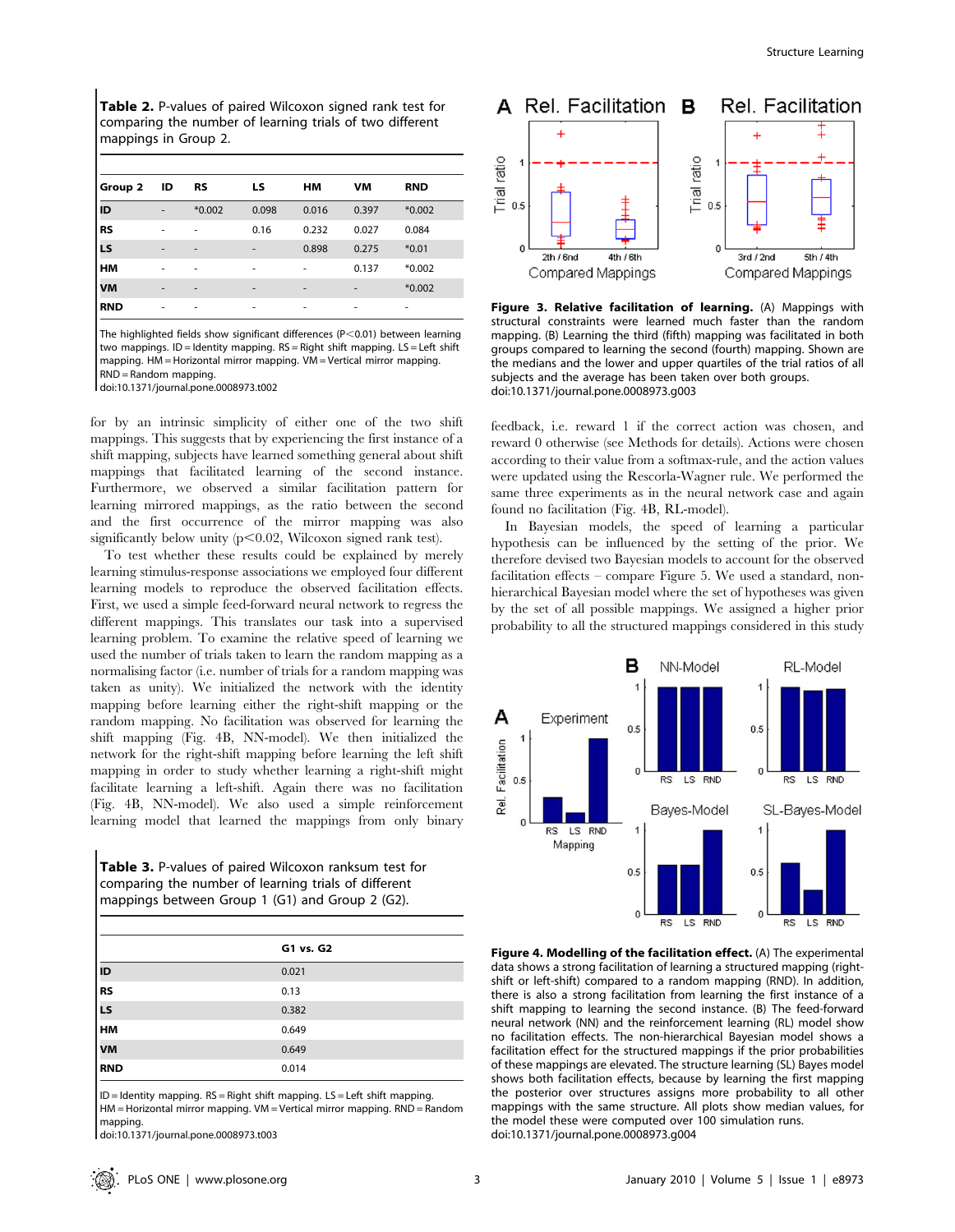**Table 2.** P-values of paired Wilcoxon signed rank test for comparing the number of learning trials of two different mappings in Group 2.

| Group 2 | ID | RS | LS | HM | VM | RND |
|---|---|---|---|---|---|---|
| ID | - | *0.002 | 0.098 | 0.016 | 0.397 | *0.002 |
| RS | - | - | 0.16 | 0.232 | 0.027 | 0.084 |
| LS | - | - | - | 0.898 | 0.275 | *0.01 |
| HM | - | - | - | - | 0.137 | *0.002 |
| VM | - | - | - | - | - | *0.002 |
| RND | - | - | - | - | - | - |

The highlighted fields show significant differences ($P<0.01$) between learning two mappings. ID = Identity mapping. RS = Right shift mapping. LS = Left shift mapping. HM = Horizontal mirror mapping. VM = Vertical mirror mapping. RND = Random mapping.
doi:10.1371/journal.pone.0008973.t002

for by an intrinsic simplicity of either one of the two shift mappings. This suggests that by experiencing the first instance of a shift mapping, subjects have learned something general about shift mappings that facilitated learning of the second instance. Furthermore, we observed a similar facilitation pattern for learning mirrored mappings, as the ratio between the second and the first occurrence of the mirror mapping was also significantly below unity ($p<0.02$, Wilcoxon signed rank test).

To test whether these results could be explained by merely learning stimulus-response associations we employed four different learning models to reproduce the observed facilitation effects. First, we used a simple feed-forward neural network to regress the different mappings. This translates our task into a supervised learning problem. To examine the relative speed of learning we used the number of trials taken to learn the random mapping as a normalising factor (i.e. number of trials for a random mapping was taken as unity). We initialized the network with the identity mapping before learning either the right-shift mapping or the random mapping. No facilitation was observed for learning the shift mapping (Fig. 4B, NN-model). We then initialized the network for the right-shift mapping before learning the left shift mapping in order to study whether learning a right-shift might facilitate learning a left-shift. Again there was no facilitation (Fig. 4B, NN-model). We also used a simple reinforcement learning model that learned the mappings from only binary feedback, i.e. reward 1 if the correct action was chosen, and reward 0 otherwise (see Methods for details). Actions were chosen according to their value from a softmax-rule, and the action values were updated using the Rescorla-Wagner rule. We performed the same three experiments as in the neural network case and again found no facilitation (Fig. 4B, RL-model).

In Bayesian models, the speed of learning a particular hypothesis can be influenced by the setting of the prior. We therefore devised two Bayesian models to account for the observed facilitation effects – compare Figure 5. We used a standard, non-hierarchical Bayesian model where the set of hypotheses was given by the set of all possible mappings. We assigned a higher prior probability to all the structured mappings considered in this study

**Table 3.** P-values of paired Wilcoxon ranksum test for comparing the number of learning trials of different mappings between Group 1 (G1) and Group 2 (G2).

| | G1 vs. G2 |
|---|---|
| ID | 0.021 |
| RS | 0.13 |
| LS | 0.382 |
| HM | 0.649 |
| VM | 0.649 |
| RND | 0.014 |

ID = Identity mapping. RS = Right shift mapping. LS = Left shift mapping. HM = Horizontal mirror mapping. VM = Vertical mirror mapping. RND = Random mapping.
doi:10.1371/journal.pone.0008973.t003

**Figure 3. Relative facilitation of learning.** (A) Mappings with structural constraints were learned much faster than the random mapping. (B) Learning the third (fifth) mapping was facilitated in both groups compared to learning the second (fourth) mapping. Shown are the medians and the lower and upper quartiles of the trial ratios of all subjects and the average has been taken over both groups.
doi:10.1371/journal.pone.0008973.g003

**Figure 4. Modelling of the facilitation effect.** (A) The experimental data shows a strong facilitation of learning a structured mapping (right-shift or left-shift) compared to a random mapping (RND). In addition, there is also a strong facilitation from learning the first instance of a shift mapping to learning the second instance. (B) The feed-forward neural network (NN) and the reinforcement learning (RL) model show no facilitation effects. The non-hierarchical Bayesian model shows a facilitation effect for the structured mappings if the prior probabilities of these mappings are elevated. The structure learning (SL) Bayes model shows both facilitation effects, because by learning the first mapping the posterior over structures assigns more probability to all other mappings with the same structure. All plots show median values, for the model these were computed over 100 simulation runs.
doi:10.1371/journal.pone.0008973.g004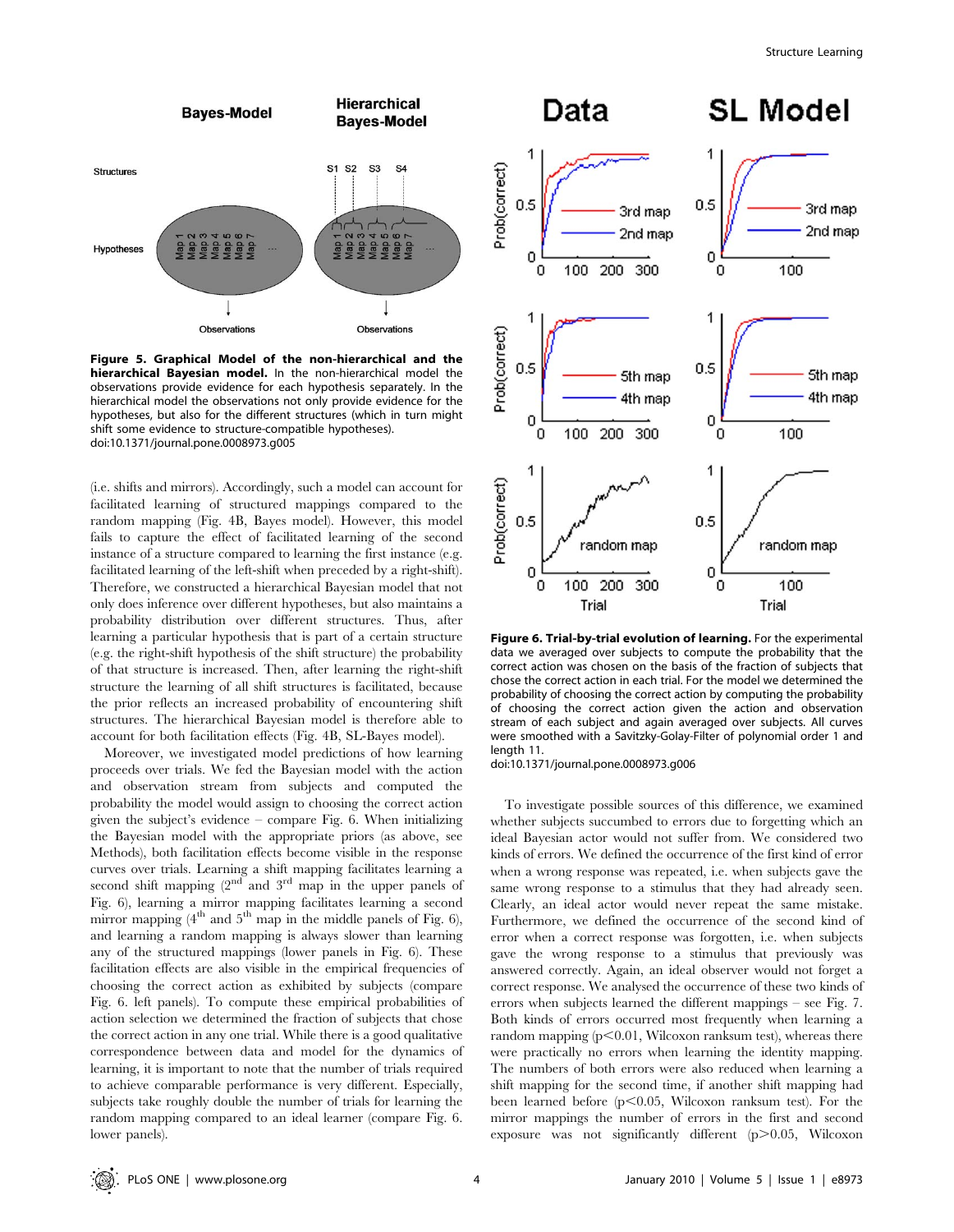**Figure 5. Graphical Model of the non-hierarchical and the hierarchical Bayesian model.** In the non-hierarchical model the observations provide evidence for each hypothesis separately. In the hierarchical model the observations not only provide evidence for the hypotheses, but also for the different structures (which in turn might shift some evidence to structure-compatible hypotheses).
doi:10.1371/journal.pone.0008973.g005

(i.e. shifts and mirrors). Accordingly, such a model can account for facilitated learning of structured mappings compared to the random mapping (Fig. 4B, Bayes model). However, this model fails to capture the effect of facilitated learning of the second instance of a structure compared to learning the first instance (e.g. facilitated learning of the left-shift when preceded by a right-shift). Therefore, we constructed a hierarchical Bayesian model that not only does inference over different hypotheses, but also maintains a probability distribution over different structures. Thus, after learning a particular hypothesis that is part of a certain structure (e.g. the right-shift hypothesis of the shift structure) the probability of that structure is increased. Then, after learning the right-shift structure the learning of all shift structures is facilitated, because the prior reflects an increased probability of encountering shift structures. The hierarchical Bayesian model is therefore able to account for both facilitation effects (Fig. 4B, SL-Bayes model).

Moreover, we investigated model predictions of how learning proceeds over trials. We fed the Bayesian model with the action and observation stream from subjects and computed the probability the model would assign to choosing the correct action given the subject's evidence – compare Fig. 6. When initializing the Bayesian model with the appropriate priors (as above, see Methods), both facilitation effects become visible in the response curves over trials. Learning a shift mapping facilitates learning a second shift mapping (2nd and 3rd map in the upper panels of Fig. 6), learning a mirror mapping facilitates learning a second mirror mapping (4th and 5th map in the middle panels of Fig. 6), and learning a random mapping is always slower than learning any of the structured mappings (lower panels in Fig. 6). These facilitation effects are also visible in the empirical frequencies of choosing the correct action as exhibited by subjects (compare Fig. 6. left panels). To compute these empirical probabilities of action selection we determined the fraction of subjects that chose the correct action in any one trial. While there is a good qualitative correspondence between data and model for the dynamics of learning, it is important to note that the number of trials required to achieve comparable performance is very different. Especially, subjects take roughly double the number of trials for learning the random mapping compared to an ideal learner (compare Fig. 6. lower panels).

**Figure 6. Trial-by-trial evolution of learning.** For the experimental data we averaged over subjects to compute the probability that the correct action was chosen on the basis of the fraction of subjects that chose the correct action in each trial. For the model we determined the probability of choosing the correct action by computing the probability of choosing the correct action given the action and observation stream of each subject and again averaged over subjects. All curves were smoothed with a Savitzky-Golay-Filter of polynomial order 1 and length 11.
doi:10.1371/journal.pone.0008973.g006

To investigate possible sources of this difference, we examined whether subjects succumbed to errors due to forgetting which an ideal Bayesian actor would not suffer from. We considered two kinds of errors. We defined the occurrence of the first kind of error when a wrong response was repeated, i.e. when subjects gave the same wrong response to a stimulus that they had already seen. Clearly, an ideal actor would never repeat the same mistake. Furthermore, we defined the occurrence of the second kind of error when a correct response was forgotten, i.e. when subjects gave the wrong response to a stimulus that previously was answered correctly. Again, an ideal observer would not forget a correct response. We analysed the occurrence of these two kinds of errors when subjects learned the different mappings – see Fig. 7. Both kinds of errors occurred most frequently when learning a random mapping ($p<0.01$, Wilcoxon ranksum test), whereas there were practically no errors when learning the identity mapping. The numbers of both errors were also reduced when learning a shift mapping for the second time, if another shift mapping had been learned before ($p<0.05$, Wilcoxon ranksum test). For the mirror mappings the number of errors in the first and second exposure was not significantly different ($p>0.05$, Wilcoxon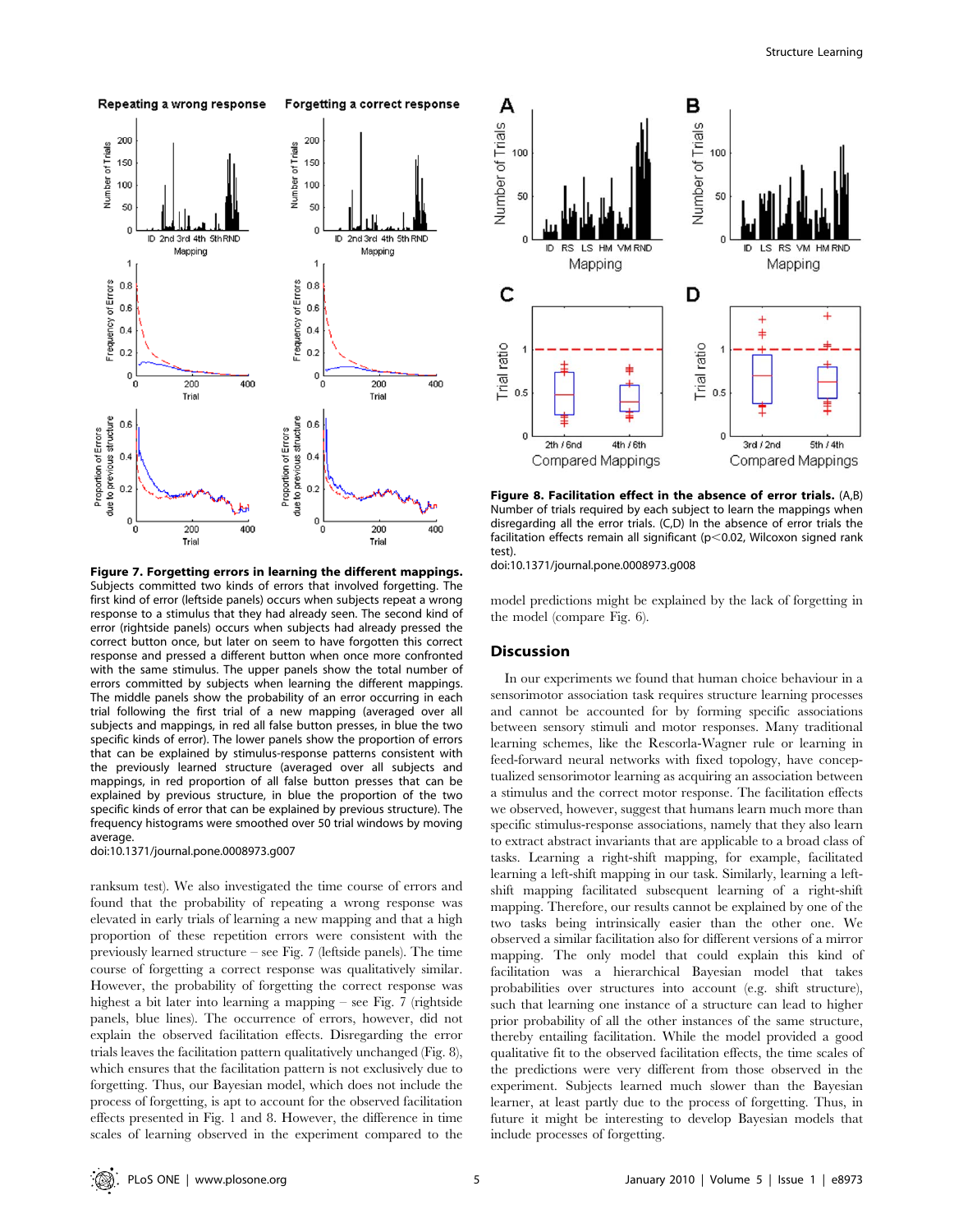Repeating a wrong response

Forgetting a correct response

Number of Trials

200
150
100
50
0

ID 2nd 3rd 4th 5th RND

Mapping

Frequency of Errors

1
0.8
0.6
0.4
0.2
0

0 200 400

Trial

Proportion of Errors due to previous structure

0.6
0.4
0.2
0

0 200 400

Trial

**Figure 7. Forgetting errors in learning the different mappings.** Subjects committed two kinds of errors that involved forgetting. The first kind of error (leftside panels) occurs when subjects repeat a wrong response to a stimulus that they had already seen. The second kind of error (rightside panels) occurs when subjects had already pressed the correct button once, but later on seem to have forgotten this correct response and pressed a different button when once more confronted with the same stimulus. The upper panels show the total number of errors committed by subjects when learning the different mappings. The middle panels show the probability of an error occurring in each trial following the first trial of a new mapping (averaged over all subjects and mappings, in red all false button presses, in blue the two specific kinds of error). The lower panels show the proportion of errors that can be explained by stimulus-response patterns consistent with the previously learned structure (averaged over all subjects and mappings, in red proportion of all false button presses that can be explained by previous structure, in blue the proportion of the two specific kinds of error that can be explained by previous structure). The frequency histograms were smoothed over 50 trial windows by moving average.
doi:10.1371/journal.pone.0008973.g007

ranksum test). We also investigated the time course of errors and found that the probability of repeating a wrong response was elevated in early trials of learning a new mapping and that a high proportion of these repetition errors were consistent with the previously learned structure – see Fig. 7 (leftside panels). The time course of forgetting a correct response was qualitatively similar. However, the probability of forgetting the correct response was highest a bit later into learning a mapping – see Fig. 7 (rightside panels, blue lines). The occurrence of errors, however, did not explain the observed facilitation effects. Disregarding the error trials leaves the facilitation pattern qualitatively unchanged (Fig. 8), which ensures that the facilitation pattern is not exclusively due to forgetting. Thus, our Bayesian model, which does not include the process of forgetting, is apt to account for the observed facilitation effects presented in Fig. 1 and 8. However, the difference in time scales of learning observed in the experiment compared to the model predictions might be explained by the lack of forgetting in the model (compare Fig. 6).

A

Number of Trials

100
50
0

ID RS LS HM VM RND

Mapping

B

Number of Trials

100
50
0

ID LS RS VM HM RND

Mapping

C

Trial ratio

1
0.5
0

2th / 6nd 4th / 6th

Compared Mappings

D

Trial ratio

1
0.5
0

3rd / 2nd 5th / 4th

Compared Mappings

**Figure 8. Facilitation effect in the absence of error trials.** (A,B) Number of trials required by each subject to learn the mappings when disregarding all the error trials. (C,D) In the absence of error trials the facilitation effects remain all significant ($p<0.02$, Wilcoxon signed rank test).
doi:10.1371/journal.pone.0008973.g008

## Discussion

In our experiments we found that human choice behaviour in a sensorimotor association task requires structure learning processes and cannot be accounted for by forming specific associations between sensory stimuli and motor responses. Many traditional learning schemes, like the Rescorla-Wagner rule or learning in feed-forward neural networks with fixed topology, have conceptualized sensorimotor learning as acquiring an association between a stimulus and the correct motor response. The facilitation effects we observed, however, suggest that humans learn much more than specific stimulus-response associations, namely that they also learn to extract abstract invariants that are applicable to a broad class of tasks. Learning a right-shift mapping, for example, facilitated learning a left-shift mapping in our task. Similarly, learning a left-shift mapping facilitated subsequent learning of a right-shift mapping. Therefore, our results cannot be explained by one of the two tasks being intrinsically easier than the other one. We observed a similar facilitation also for different versions of a mirror mapping. The only model that could explain this kind of facilitation was a hierarchical Bayesian model that takes probabilities over structures into account (e.g. shift structure), such that learning one instance of a structure can lead to higher prior probability of all the other instances of the same structure, thereby entailing facilitation. While the model provided a good qualitative fit to the observed facilitation effects, the time scales of the predictions were very different from those observed in the experiment. Subjects learned much slower than the Bayesian learner, at least partly due to the process of forgetting. Thus, in future it might be interesting to develop Bayesian models that include processes of forgetting.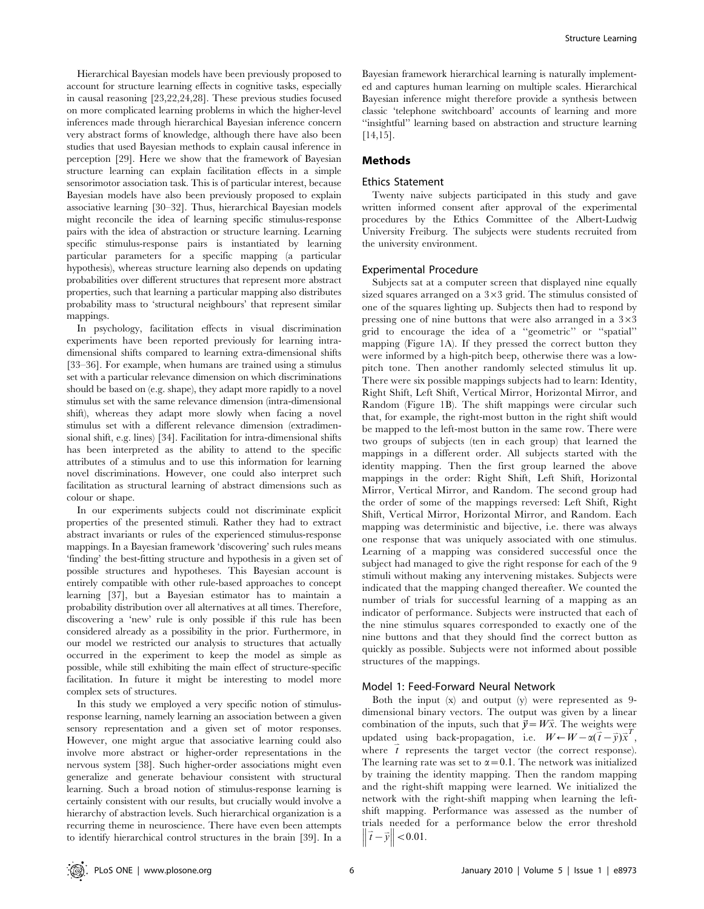Hierarchical Bayesian models have been previously proposed to account for structure learning effects in cognitive tasks, especially in causal reasoning [23,22,24,28]. These previous studies focused on more complicated learning problems in which the higher-level inferences made through hierarchical Bayesian inference concern very abstract forms of knowledge, although there have also been studies that used Bayesian methods to explain causal inference in perception [29]. Here we show that the framework of Bayesian structure learning can explain facilitation effects in a simple sensorimotor association task. This is of particular interest, because Bayesian models have also been previously proposed to explain associative learning [30–32]. Thus, hierarchical Bayesian models might reconcile the idea of learning specific stimulus-response pairs with the idea of abstraction or structure learning. Learning specific stimulus-response pairs is instantiated by learning particular parameters for a specific mapping (a particular hypothesis), whereas structure learning also depends on updating probabilities over different structures that represent more abstract properties, such that learning a particular mapping also distributes probability mass to 'structural neighbours' that represent similar mappings.

In psychology, facilitation effects in visual discrimination experiments have been reported previously for learning intra-dimensional shifts compared to learning extra-dimensional shifts [33–36]. For example, when humans are trained using a stimulus set with a particular relevance dimension on which discriminations should be based on (e.g. shape), they adapt more rapidly to a novel stimulus set with the same relevance dimension (intra-dimensional shift), whereas they adapt more slowly when facing a novel stimulus set with a different relevance dimension (extradimensional shift, e.g. lines) [34]. Facilitation for intra-dimensional shifts has been interpreted as the ability to attend to the specific attributes of a stimulus and to use this information for learning novel discriminations. However, one could also interpret such facilitation as structural learning of abstract dimensions such as colour or shape.

In our experiments subjects could not discriminate explicit properties of the presented stimuli. Rather they had to extract abstract invariants or rules of the experienced stimulus-response mappings. In a Bayesian framework 'discovering' such rules means 'finding' the best-fitting structure and hypothesis in a given set of possible structures and hypotheses. This Bayesian account is entirely compatible with other rule-based approaches to concept learning [37], but a Bayesian estimator has to maintain a probability distribution over all alternatives at all times. Therefore, discovering a 'new' rule is only possible if this rule has been considered already as a possibility in the prior. Furthermore, in our model we restricted our analysis to structures that actually occurred in the experiment to keep the model as simple as possible, while still exhibiting the main effect of structure-specific facilitation. In future it might be interesting to model more complex sets of structures.

In this study we employed a very specific notion of stimulus-response learning, namely learning an association between a given sensory representation and a given set of motor responses. However, one might argue that associative learning could also involve more abstract or higher-order representations in the nervous system [38]. Such higher-order associations might even generalize and generate behaviour consistent with structural learning. Such a broad notion of stimulus-response learning is certainly consistent with our results, but crucially would involve a hierarchy of abstraction levels. Such hierarchical organization is a recurring theme in neuroscience. There have even been attempts to identify hierarchical control structures in the brain [39]. In a Bayesian framework hierarchical learning is naturally implemented and captures human learning on multiple scales. Hierarchical Bayesian inference might therefore provide a synthesis between classic 'telephone switchboard' accounts of learning and more "insightful" learning based on abstraction and structure learning [14,15].

## Methods

### Ethics Statement

Twenty naive subjects participated in this study and gave written informed consent after approval of the experimental procedures by the Ethics Committee of the Albert-Ludwig University Freiburg. The subjects were students recruited from the university environment.

### Experimental Procedure

Subjects sat at a computer screen that displayed nine equally sized squares arranged on a $3\times3$ grid. The stimulus consisted of one of the squares lighting up. Subjects then had to respond by pressing one of nine buttons that were also arranged in a $3\times3$ grid to encourage the idea of a "geometric" or "spatial" mapping (Figure 1A). If they pressed the correct button they were informed by a high-pitch beep, otherwise there was a low-pitch tone. Then another randomly selected stimulus lit up. There were six possible mappings subjects had to learn: Identity, Right Shift, Left Shift, Vertical Mirror, Horizontal Mirror, and Random (Figure 1B). The shift mappings were circular such that, for example, the right-most button in the right shift would be mapped to the left-most button in the same row. There were two groups of subjects (ten in each group) that learned the mappings in a different order. All subjects started with the identity mapping. Then the first group learned the above mappings in the order: Right Shift, Left Shift, Horizontal Mirror, Vertical Mirror, and Random. The second group had the order of some of the mappings reversed: Left Shift, Right Shift, Vertical Mirror, Horizontal Mirror, and Random. Each mapping was deterministic and bijective, i.e. there was always one response that was uniquely associated with one stimulus. Learning of a mapping was considered successful once the subject had managed to give the right response for each of the 9 stimuli without making any intervening mistakes. Subjects were indicated that the mapping changed thereafter. We counted the number of trials for successful learning of a mapping as an indicator of performance. Subjects were instructed that each of the nine stimulus squares corresponded to exactly one of the nine buttons and that they should find the correct button as quickly as possible. Subjects were not informed about possible structures of the mappings.

### Model 1: Feed-Forward Neural Network

Both the input (x) and output (y) were represented as 9-dimensional binary vectors. The output was given by a linear combination of the inputs, such that $\vec{y}=W\vec{x}$. The weights were updated using back-propagation, i.e. $W \leftarrow W-\alpha(\vec{t}-\vec{y})\vec{x}^{T}$, where $\vec{t}$ represents the target vector (the correct response). The learning rate was set to $\alpha=0.1$. The network was initialized by training the identity mapping. Then the random mapping and the right-shift mapping were learned. We initialized the network with the right-shift mapping when learning the left-shift mapping. Performance was assessed as the number of trials needed for a performance below the error threshold $\left\|\vec{t}-\vec{y}\right\|<0.01$.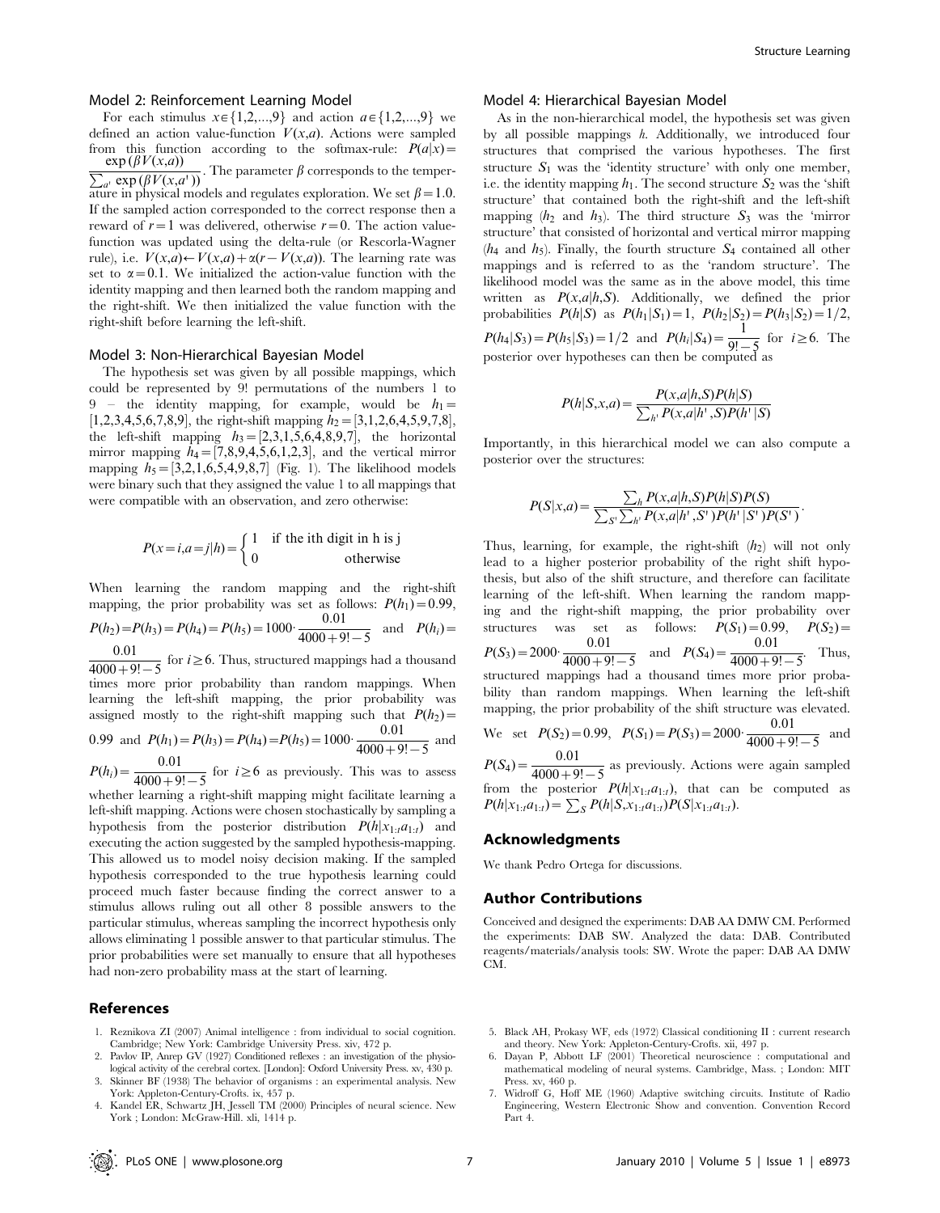### Model 2: Reinforcement Learning Model

For each stimulus $x \in \{1,2,...,9\}$ and action $a \in \{1,2,...,9\}$ we defined an action value-function $V(x,a)$. Actions were sampled from this function according to the softmax-rule: $P(a|x) = \frac{\exp(\beta V(x,a))}{\sum_{a'} \exp(\beta V(x,a'))}$. The parameter $\beta$ corresponds to the temperature in physical models and regulates exploration. We set $\beta = 1.0$. If the sampled action corresponded to the correct response then a reward of $r = 1$ was delivered, otherwise $r = 0$. The action value-function was updated using the delta-rule (or Rescorla-Wagner rule), i.e. $V(x,a) \leftarrow V(x,a) + \alpha(r - V(x,a))$. The learning rate was set to $\alpha = 0.1$. We initialized the action-value function with the identity mapping and then learned both the random mapping and the right-shift. We then initialized the value function with the right-shift before learning the left-shift.

### Model 3: Non-Hierarchical Bayesian Model

The hypothesis set was given by all possible mappings, which could be represented by 9! permutations of the numbers 1 to 9 – the identity mapping, for example, would be $h_1 = [1,2,3,4,5,6,7,8,9]$, the right-shift mapping $h_2 = [3,1,2,6,4,5,9,7,8]$, the left-shift mapping $h_3 = [2,3,1,5,6,4,8,9,7]$, the horizontal mirror mapping $h_4 = [7,8,9,4,5,6,1,2,3]$, and the vertical mirror mapping $h_5 = [3,2,1,6,5,4,9,8,7]$ (Fig. 1). The likelihood models were binary such that they assigned the value 1 to all mappings that were compatible with an observation, and zero otherwise:

$$P(x = i, a = j | h) = \begin{cases} 1 & \text{if the ith digit in h is j} \\ 0 & \text{otherwise} \end{cases}$$

When learning the random mapping and the right-shift mapping, the prior probability was set as follows: $P(h_1) = 0.99$, $P(h_2) = P(h_3) = P(h_4) = P(h_5) = 1000 \cdot \frac{0.01}{4000 + 9! - 5}$ and $P(h_i) = \frac{0.01}{4000 + 9! - 5}$ for $i \geq 6$. Thus, structured mappings had a thousand times more prior probability than random mappings. When learning the left-shift mapping, the prior probability was assigned mostly to the right-shift mapping such that $P(h_2) = 0.99$ and $P(h_1) = P(h_3) = P(h_4) = P(h_5) = 1000 \cdot \frac{0.01}{4000 + 9! - 5}$ and $P(h_i) = \frac{0.01}{4000 + 9! - 5}$ for $i \geq 6$ as previously. This was to assess whether learning a right-shift mapping might facilitate learning a left-shift mapping. Actions were chosen stochastically by sampling a hypothesis from the posterior distribution $P(h|x_{1:t}a_{1:t})$ and executing the action suggested by the sampled hypothesis-mapping. This allowed us to model noisy decision making. If the sampled hypothesis corresponded to the true hypothesis learning could proceed much faster because finding the correct answer to a stimulus allows ruling out all other 8 possible answers to the particular stimulus, whereas sampling the incorrect hypothesis only allows eliminating 1 possible answer to that particular stimulus. The prior probabilities were set manually to ensure that all hypotheses had non-zero probability mass at the start of learning.

### Model 4: Hierarchical Bayesian Model

As in the non-hierarchical model, the hypothesis set was given by all possible mappings $h$. Additionally, we introduced four structures that comprised the various hypotheses. The first structure $S_1$ was the 'identity structure' with only one member, i.e. the identity mapping $h_1$. The second structure $S_2$ was the 'shift structure' that contained both the right-shift and the left-shift mapping ($h_2$ and $h_3$). The third structure $S_3$ was the 'mirror structure' that consisted of horizontal and vertical mirror mapping ($h_4$ and $h_5$). Finally, the fourth structure $S_4$ contained all other mappings and is referred to as the 'random structure'. The likelihood model was the same as in the above model, this time written as $P(x,a|h,S)$. Additionally, we defined the prior probabilities $P(h|S)$ as $P(h_1|S_1) = 1$, $P(h_2|S_2) = P(h_3|S_2) = 1/2$, $P(h_4|S_3) = P(h_5|S_3) = 1/2$ and $P(h_i|S_4) = \frac{1}{9! - 5}$ for $i \geq 6$. The posterior over hypotheses can then be computed as

$$P(h|S,x,a) = \frac{P(x,a|h,S)P(h|S)}{\sum_{h'} P(x,a|h',S)P(h'|S)}$$

Importantly, in this hierarchical model we can also compute a posterior over the structures:

$$P(S|x,a) = \frac{\sum_h P(x,a|h,S)P(h|S)P(S)}{\sum_{S'} \sum_{h'} P(x,a|h',S')P(h'|S')P(S')}.$$

Thus, learning, for example, the right-shift ($h_2$) will not only lead to a higher posterior probability of the right shift hypothesis, but also of the shift structure, and therefore can facilitate learning of the left-shift. When learning the random mapping and the right-shift mapping, the prior probability over structures was set as follows: $P(S_1) = 0.99$, $P(S_2) = P(S_3) = 2000 \cdot \frac{0.01}{4000 + 9! - 5}$ and $P(S_4) = \frac{0.01}{4000 + 9! - 5}$. Thus, structured mappings had a thousand times more prior probability than random mappings. When learning the left-shift mapping, the prior probability of the shift structure was elevated. We set $P(S_2) = 0.99$, $P(S_1) = P(S_3) = 2000 \cdot \frac{0.01}{4000 + 9! - 5}$ and $P(S_4) = \frac{0.01}{4000 + 9! - 5}$ as previously. Actions were again sampled from the posterior $P(h|x_{1:t}a_{1:t})$, that can be computed as $P(h|x_{1:t}a_{1:t}) = \sum_S P(h|S,x_{1:t}a_{1:t})P(S|x_{1:t}a_{1:t})$.

## Acknowledgments

We thank Pedro Ortega for discussions.

## Author Contributions

Conceived and designed the experiments: DAB AA DMW CM. Performed the experiments: DAB SW. Analyzed the data: DAB. Contributed reagents/materials/analysis tools: SW. Wrote the paper: DAB AA DMW CM.

## References

1. Reznikova ZI (2007) Animal intelligence : from individual to social cognition. Cambridge; New York: Cambridge University Press. xiv, 472 p.
2. Pavlov IP, Anrep GV (1927) Conditioned reflexes : an investigation of the physiological activity of the cerebral cortex. [London]: Oxford University Press. xv, 430 p.
3. Skinner BF (1938) The behavior of organisms : an experimental analysis. New York: Appleton-Century-Crofts. ix, 457 p.
4. Kandel ER, Schwartz JH, Jessell TM (2000) Principles of neural science. New York ; London: McGraw-Hill. xli, 1414 p.
5. Black AH, Prokasy WF, eds (1972) Classical conditioning II : current research and theory. New York: Appleton-Century-Crofts. xii, 497 p.
6. Dayan P, Abbott LF (2001) Theoretical neuroscience : computational and mathematical modeling of neural systems. Cambridge, Mass. ; London: MIT Press. xv, 460 p.
7. Widroff G, Hoff ME (1960) Adaptive switching circuits. Institute of Radio Engineering, Western Electronic Show and convention. Convention Record Part 4.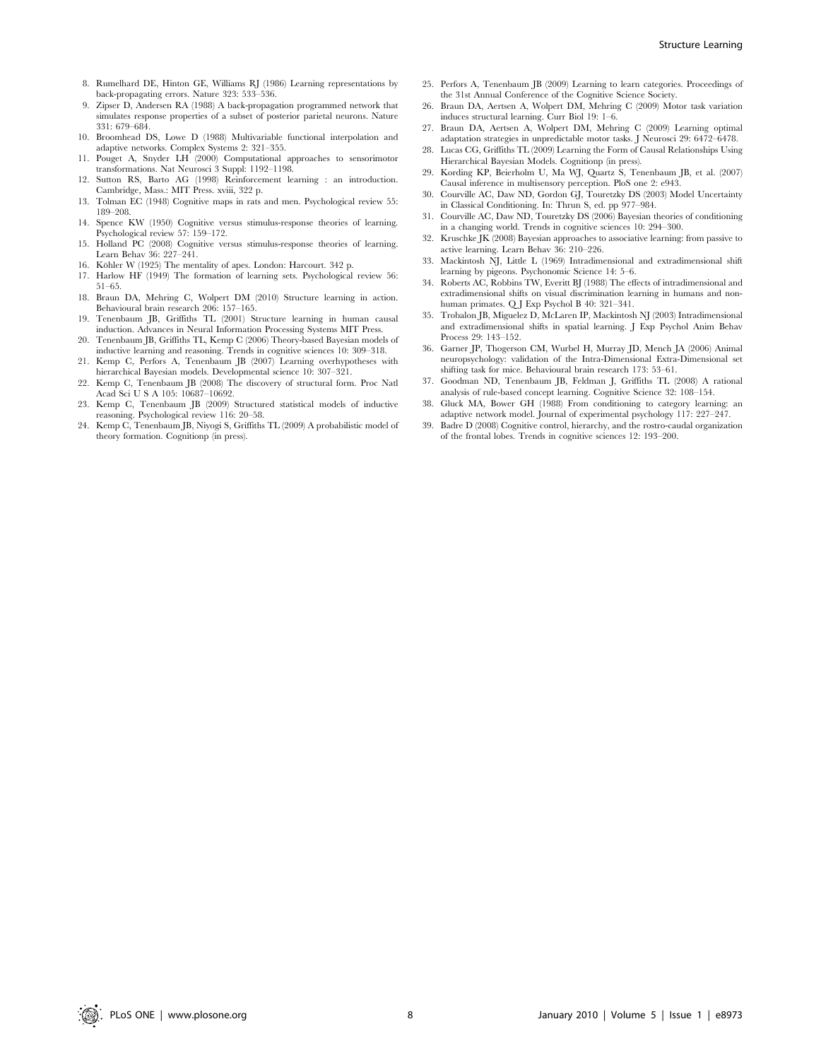8. Rumelhard DE, Hinton GE, Williams RJ (1986) Learning representations by back-propagating errors. Nature 323: 533–536.
9. Zipser D, Andersen RA (1988) A back-propagation programmed network that simulates response properties of a subset of posterior parietal neurons. Nature 331: 679–684.
10. Broomhead DS, Lowe D (1988) Multivariable functional interpolation and adaptive networks. Complex Systems 2: 321–355.
11. Pouget A, Snyder LH (2000) Computational approaches to sensorimotor transformations. Nat Neurosci 3 Suppl: 1192–1198.
12. Sutton RS, Barto AG (1998) Reinforcement learning : an introduction. Cambridge, Mass.: MIT Press. xviii, 322 p.
13. Tolman EC (1948) Cognitive maps in rats and men. Psychological review 55: 189–208.
14. Spence KW (1950) Cognitive versus stimulus-response theories of learning. Psychological review 57: 159–172.
15. Holland PC (2008) Cognitive versus stimulus-response theories of learning. Learn Behav 36: 227–241.
16. Köhler W (1925) The mentality of apes. London: Harcourt. 342 p.
17. Harlow HF (1949) The formation of learning sets. Psychological review 56: 51–65.
18. Braun DA, Mehring C, Wolpert DM (2010) Structure learning in action. Behavioural brain research 206: 157–165.
19. Tenenbaum JB, Griffiths TL (2001) Structure learning in human causal induction. Advances in Neural Information Processing Systems MIT Press.
20. Tenenbaum JB, Griffiths TL, Kemp C (2006) Theory-based Bayesian models of inductive learning and reasoning. Trends in cognitive sciences 10: 309–318.
21. Kemp C, Perfors A, Tenenbaum JB (2007) Learning overhypotheses with hierarchical Bayesian models. Developmental science 10: 307–321.
22. Kemp C, Tenenbaum JB (2008) The discovery of structural form. Proc Natl Acad Sci U S A 105: 10687–10692.
23. Kemp C, Tenenbaum JB (2009) Structured statistical models of inductive reasoning. Psychological review 116: 20–58.
24. Kemp C, Tenenbaum JB, Niyogi S, Griffiths TL (2009) A probabilistic model of theory formation. Cognitionp (in press).
25. Perfors A, Tenenbaum JB (2009) Learning to learn categories. Proceedings of the 31st Annual Conference of the Cognitive Science Society.
26. Braun DA, Aertsen A, Wolpert DM, Mehring C (2009) Motor task variation induces structural learning. Curr Biol 19: 1–6.
27. Braun DA, Aertsen A, Wolpert DM, Mehring C (2009) Learning optimal adaptation strategies in unpredictable motor tasks. J Neurosci 29: 6472–6478.
28. Lucas CG, Griffiths TL (2009) Learning the Form of Causal Relationships Using Hierarchical Bayesian Models. Cognitionp (in press).
29. Kording KP, Beierholm U, Ma WJ, Quartz S, Tenenbaum JB, et al. (2007) Causal inference in multisensory perception. PloS one 2: e943.
30. Courville AC, Daw ND, Gordon GJ, Touretzky DS (2003) Model Uncertainty in Classical Conditioning. In: Thrun S, ed. pp 977–984.
31. Courville AC, Daw ND, Touretzky DS (2006) Bayesian theories of conditioning in a changing world. Trends in cognitive sciences 10: 294–300.
32. Kruschke JK (2008) Bayesian approaches to associative learning: from passive to active learning. Learn Behav 36: 210–226.
33. Mackintosh NJ, Little L (1969) Intradimensional and extradimensional shift learning by pigeons. Psychonomic Science 14: 5–6.
34. Roberts AC, Robbins TW, Everitt BJ (1988) The effects of intradimensional and extradimensional shifts on visual discrimination learning in humans and non-human primates. Q J Exp Psychol B 40: 321–341.
35. Trobalon JB, Miguelez D, McLaren IP, Mackintosh NJ (2003) Intradimensional and extradimensional shifts in spatial learning. J Exp Psychol Anim Behav Process 29: 143–152.
36. Garner JP, Thogerson CM, Wurbel H, Murray JD, Mench JA (2006) Animal neuropsychology: validation of the Intra-Dimensional Extra-Dimensional set shifting task for mice. Behavioural brain research 173: 53–61.
37. Goodman ND, Tenenbaum JB, Feldman J, Griffiths TL (2008) A rational analysis of rule-based concept learning. Cognitive Science 32: 108–154.
38. Gluck MA, Bower GH (1988) From conditioning to category learning: an adaptive network model. Journal of experimental psychology 117: 227–247.
39. Badre D (2008) Cognitive control, hierarchy, and the rostro-caudal organization of the frontal lobes. Trends in cognitive sciences 12: 193–200.